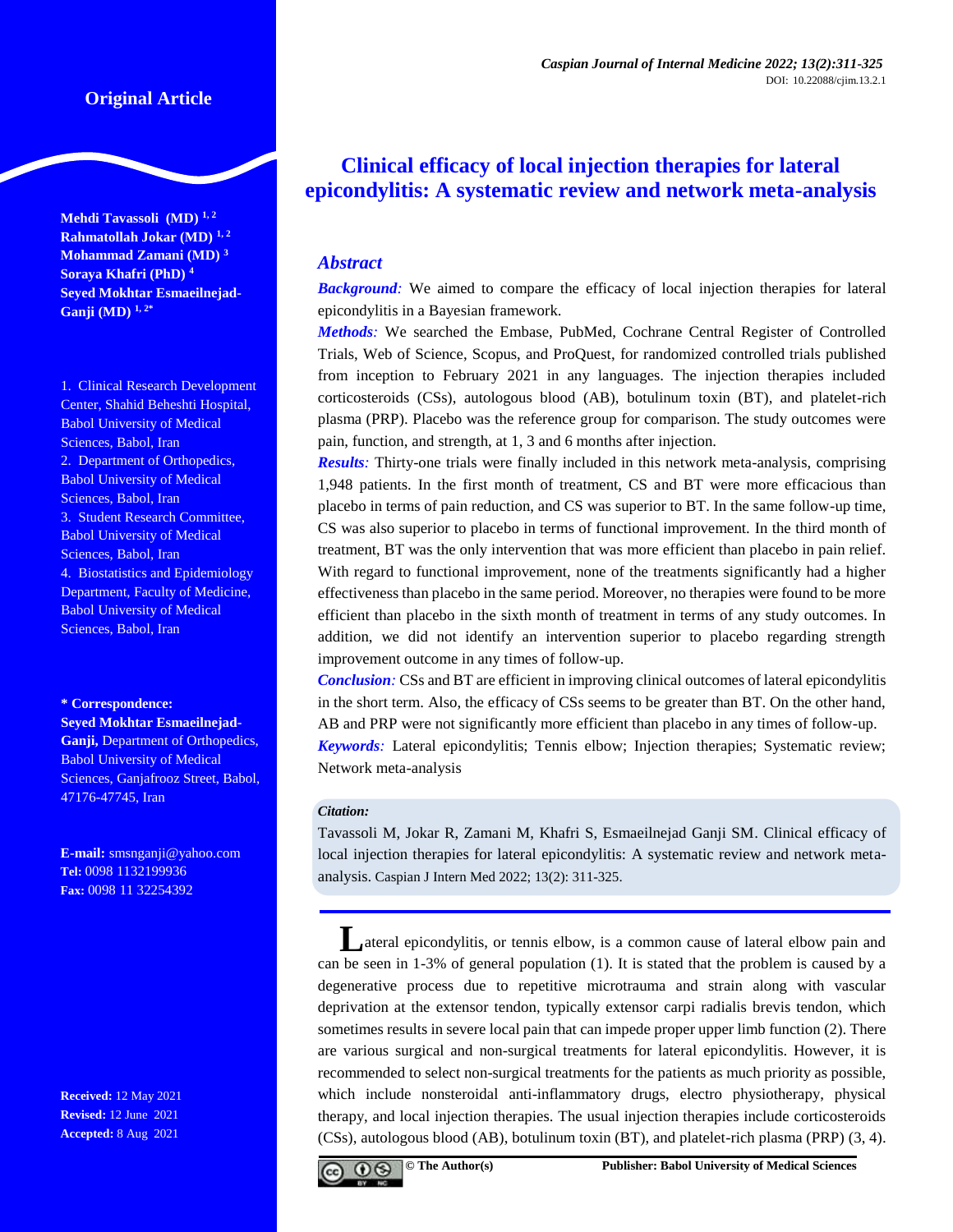Original Article

# Clinical efficacy of local injection therapies for lateral epicondylitis: A systematic review and network meta-analysis

**Mehdi Tavassoli (MD)** [1, 2]
**Rahmatollah Jokar (MD)** [1, 2]
**Mohammad Zamani (MD)** [3]
**Soraya Khafri (PhD)** [4]
**Seyed Mokhtar Esmaeilnejad-Ganji (MD)** [1, 2*]

1. Clinical Research Development Center, Shahid Beheshti Hospital, Babol University of Medical Sciences, Babol, Iran
2. Department of Orthopedics, Babol University of Medical Sciences, Babol, Iran
3. Student Research Committee, Babol University of Medical Sciences, Babol, Iran
4. Biostatistics and Epidemiology Department, Faculty of Medicine, Babol University of Medical Sciences, Babol, Iran

**\* Correspondence:**
**Seyed Mokhtar Esmaeilnejad-Ganji,** Department of Orthopedics, Babol University of Medical Sciences, Ganjafrooz Street, Babol, 47176-47745, Iran

**E-mail:** smsnganji@yahoo.com
**Tel:** 0098 1132199936
**Fax:** 0098 11 32254392

**Received:** 12 May 2021
**Revised:** 12 June 2021
**Accepted:** 8 Aug 2021

## Abstract

***Background:*** We aimed to compare the efficacy of local injection therapies for lateral epicondylitis in a Bayesian framework.

***Methods:*** We searched the Embase, PubMed, Cochrane Central Register of Controlled Trials, Web of Science, Scopus, and ProQuest, for randomized controlled trials published from inception to February 2021 in any languages. The injection therapies included corticosteroids (CSs), autologous blood (AB), botulinum toxin (BT), and platelet-rich plasma (PRP). Placebo was the reference group for comparison. The study outcomes were pain, function, and strength, at 1, 3 and 6 months after injection.

***Results:*** Thirty-one trials were finally included in this network meta-analysis, comprising 1,948 patients. In the first month of treatment, CS and BT were more efficacious than placebo in terms of pain reduction, and CS was superior to BT. In the same follow-up time, CS was also superior to placebo in terms of functional improvement. In the third month of treatment, BT was the only intervention that was more efficient than placebo in pain relief. With regard to functional improvement, none of the treatments significantly had a higher effectiveness than placebo in the same period. Moreover, no therapies were found to be more efficient than placebo in the sixth month of treatment in terms of any study outcomes. In addition, we did not identify an intervention superior to placebo regarding strength improvement outcome in any times of follow-up.

***Conclusion:*** CSs and BT are efficient in improving clinical outcomes of lateral epicondylitis in the short term. Also, the efficacy of CSs seems to be greater than BT. On the other hand, AB and PRP were not significantly more efficient than placebo in any times of follow-up.

***Keywords:*** Lateral epicondylitis; Tennis elbow; Injection therapies; Systematic review; Network meta-analysis

**Citation:**

Tavassoli M, Jokar R, Zamani M, Khafri S, Esmaeilnejad Ganji SM. Clinical efficacy of local injection therapies for lateral epicondylitis: A systematic review and network meta-analysis. Caspian J Intern Med 2022; 13(2): 311-325.

Lateral epicondylitis, or tennis elbow, is a common cause of lateral elbow pain and can be seen in 1-3% of general population (1). It is stated that the problem is caused by a degenerative process due to repetitive microtrauma and strain along with vascular deprivation at the extensor tendon, typically extensor carpi radialis brevis tendon, which sometimes results in severe local pain that can impede proper upper limb function (2). There are various surgical and non-surgical treatments for lateral epicondylitis. However, it is recommended to select non-surgical treatments for the patients as much priority as possible, which include nonsteroidal anti-inflammatory drugs, electro physiotherapy, physical therapy, and local injection therapies. The usual injection therapies include corticosteroids (CSs), autologous blood (AB), botulinum toxin (BT), and platelet-rich plasma (PRP) (3, 4).

© The Author(s) Publisher: Babol University of Medical Sciences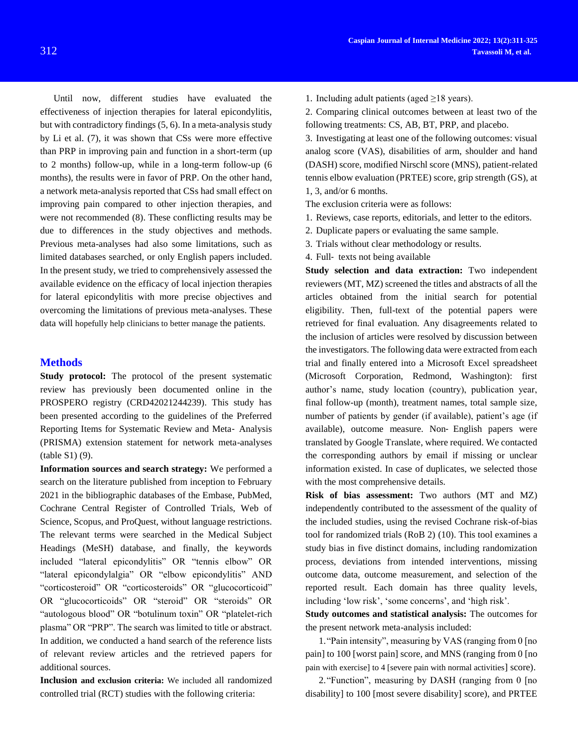Until now, different studies have evaluated the effectiveness of injection therapies for lateral epicondylitis, but with contradictory findings (5, 6). In a meta-analysis study by Li et al. (7), it was shown that CSs were more effective than PRP in improving pain and function in a short-term (up to 2 months) follow-up, while in a long-term follow-up (6 months), the results were in favor of PRP. On the other hand, a network meta-analysis reported that CSs had small effect on improving pain compared to other injection therapies, and were not recommended (8). These conflicting results may be due to differences in the study objectives and methods. Previous meta-analyses had also some limitations, such as limited databases searched, or only English papers included. In the present study, we tried to comprehensively assessed the available evidence on the efficacy of local injection therapies for lateral epicondylitis with more precise objectives and overcoming the limitations of previous meta-analyses. These data will hopefully help clinicians to better manage the patients.

## Methods

**Study protocol:** The protocol of the present systematic review has previously been documented online in the PROSPERO registry (CRD42021244239). This study has been presented according to the guidelines of the Preferred Reporting Items for Systematic Review and Meta- Analysis (PRISMA) extension statement for network meta-analyses (table S1) (9).

**Information sources and search strategy:** We performed a search on the literature published from inception to February 2021 in the bibliographic databases of the Embase, PubMed, Cochrane Central Register of Controlled Trials, Web of Science, Scopus, and ProQuest, without language restrictions. The relevant terms were searched in the Medical Subject Headings (MeSH) database, and finally, the keywords included "lateral epicondylitis" OR "tennis elbow" OR "lateral epicondylalgia" OR "elbow epicondylitis" AND "corticosteroid" OR "corticosteroids" OR "glucocorticoid" OR "glucocorticoids" OR "steroid" OR "steroids" OR "autologous blood" OR "botulinum toxin" OR "platelet-rich plasma" OR "PRP". The search was limited to title or abstract. In addition, we conducted a hand search of the reference lists of relevant review articles and the retrieved papers for additional sources.

**Inclusion and exclusion criteria:** We included all randomized controlled trial (RCT) studies with the following criteria:

1. Including adult patients (aged ≥18 years).
2. Comparing clinical outcomes between at least two of the following treatments: CS, AB, BT, PRP, and placebo.
3. Investigating at least one of the following outcomes: visual analog score (VAS), disabilities of arm, shoulder and hand (DASH) score, modified Nirschl score (MNS), patient-related tennis elbow evaluation (PRTEE) score, grip strength (GS), at 1, 3, and/or 6 months.

The exclusion criteria were as follows:

1. Reviews, case reports, editorials, and letter to the editors.
2. Duplicate papers or evaluating the same sample.
3. Trials without clear methodology or results.
4. Full- texts not being available

**Study selection and data extraction:** Two independent reviewers (MT, MZ) screened the titles and abstracts of all the articles obtained from the initial search for potential eligibility. Then, full-text of the potential papers were retrieved for final evaluation. Any disagreements related to the inclusion of articles were resolved by discussion between the investigators. The following data were extracted from each trial and finally entered into a Microsoft Excel spreadsheet (Microsoft Corporation, Redmond, Washington): first author's name, study location (country), publication year, final follow-up (month), treatment names, total sample size, number of patients by gender (if available), patient's age (if available), outcome measure. Non- English papers were translated by Google Translate, where required. We contacted the corresponding authors by email if missing or unclear information existed. In case of duplicates, we selected those with the most comprehensive details.

**Risk of bias assessment:** Two authors (MT and MZ) independently contributed to the assessment of the quality of the included studies, using the revised Cochrane risk-of-bias tool for randomized trials (RoB 2) (10). This tool examines a study bias in five distinct domains, including randomization process, deviations from intended interventions, missing outcome data, outcome measurement, and selection of the reported result. Each domain has three quality levels, including 'low risk', 'some concerns', and 'high risk'.

**Study outcomes and statistical analysis:** The outcomes for the present network meta-analysis included:

1. "Pain intensity", measuring by VAS (ranging from 0 [no pain] to 100 [worst pain] score, and MNS (ranging from 0 [no pain with exercise] to 4 [severe pain with normal activities] score).
2. "Function", measuring by DASH (ranging from 0 [no disability] to 100 [most severe disability] score), and PRTEE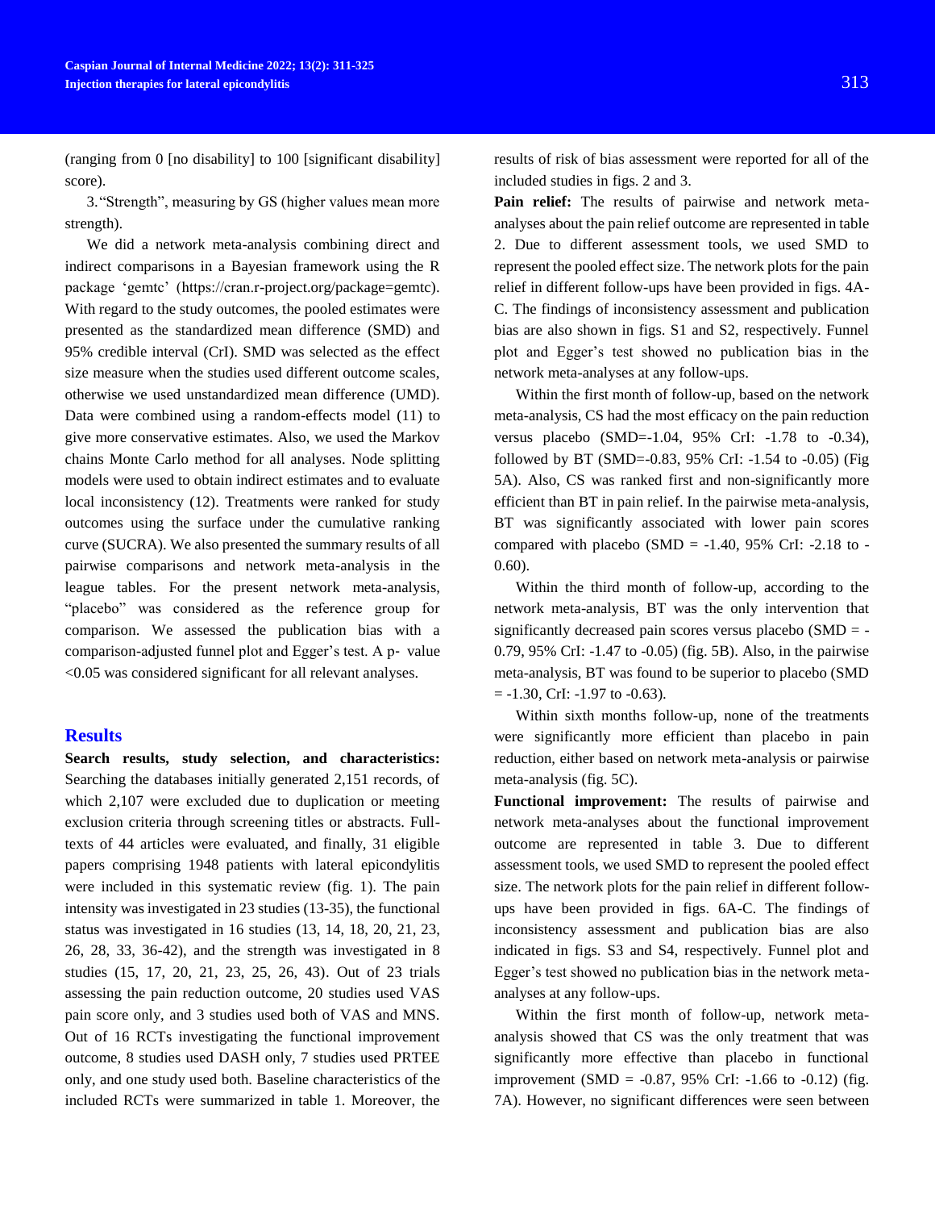(ranging from 0 [no disability] to 100 [significant disability] score).

3. "Strength", measuring by GS (higher values mean more strength).

We did a network meta-analysis combining direct and indirect comparisons in a Bayesian framework using the R package 'gemtc' (https://cran.r-project.org/package=gemtc). With regard to the study outcomes, the pooled estimates were presented as the standardized mean difference (SMD) and 95% credible interval (CrI). SMD was selected as the effect size measure when the studies used different outcome scales, otherwise we used unstandardized mean difference (UMD). Data were combined using a random-effects model (11) to give more conservative estimates. Also, we used the Markov chains Monte Carlo method for all analyses. Node splitting models were used to obtain indirect estimates and to evaluate local inconsistency (12). Treatments were ranked for study outcomes using the surface under the cumulative ranking curve (SUCRA). We also presented the summary results of all pairwise comparisons and network meta-analysis in the league tables. For the present network meta-analysis, "placebo" was considered as the reference group for comparison. We assessed the publication bias with a comparison-adjusted funnel plot and Egger's test. A p- value <0.05 was considered significant for all relevant analyses.

## Results

**Search results, study selection, and characteristics:** Searching the databases initially generated 2,151 records, of which 2,107 were excluded due to duplication or meeting exclusion criteria through screening titles or abstracts. Full-texts of 44 articles were evaluated, and finally, 31 eligible papers comprising 1948 patients with lateral epicondylitis were included in this systematic review (fig. 1). The pain intensity was investigated in 23 studies (13-35), the functional status was investigated in 16 studies (13, 14, 18, 20, 21, 23, 26, 28, 33, 36-42), and the strength was investigated in 8 studies (15, 17, 20, 21, 23, 25, 26, 43). Out of 23 trials assessing the pain reduction outcome, 20 studies used VAS pain score only, and 3 studies used both of VAS and MNS. Out of 16 RCTs investigating the functional improvement outcome, 8 studies used DASH only, 7 studies used PRTEE only, and one study used both. Baseline characteristics of the included RCTs were summarized in table 1. Moreover, the results of risk of bias assessment were reported for all of the included studies in figs. 2 and 3.

**Pain relief:** The results of pairwise and network meta-analyses about the pain relief outcome are represented in table 2. Due to different assessment tools, we used SMD to represent the pooled effect size. The network plots for the pain relief in different follow-ups have been provided in figs. 4A-C. The findings of inconsistency assessment and publication bias are also shown in figs. S1 and S2, respectively. Funnel plot and Egger's test showed no publication bias in the network meta-analyses at any follow-ups.

Within the first month of follow-up, based on the network meta-analysis, CS had the most efficacy on the pain reduction versus placebo (SMD=-1.04, 95% CrI: -1.78 to -0.34), followed by BT (SMD=-0.83, 95% CrI: -1.54 to -0.05) (Fig 5A). Also, CS was ranked first and non-significantly more efficient than BT in pain relief. In the pairwise meta-analysis, BT was significantly associated with lower pain scores compared with placebo (SMD = -1.40, 95% CrI: -2.18 to -0.60).

Within the third month of follow-up, according to the network meta-analysis, BT was the only intervention that significantly decreased pain scores versus placebo (SMD = -0.79, 95% CrI: -1.47 to -0.05) (fig. 5B). Also, in the pairwise meta-analysis, BT was found to be superior to placebo (SMD = -1.30, CrI: -1.97 to -0.63).

Within sixth months follow-up, none of the treatments were significantly more efficient than placebo in pain reduction, either based on network meta-analysis or pairwise meta-analysis (fig. 5C).

**Functional improvement:** The results of pairwise and network meta-analyses about the functional improvement outcome are represented in table 3. Due to different assessment tools, we used SMD to represent the pooled effect size. The network plots for the pain relief in different follow-ups have been provided in figs. 6A-C. The findings of inconsistency assessment and publication bias are also indicated in figs. S3 and S4, respectively. Funnel plot and Egger's test showed no publication bias in the network meta-analyses at any follow-ups.

Within the first month of follow-up, network meta-analysis showed that CS was the only treatment that was significantly more effective than placebo in functional improvement (SMD = -0.87, 95% CrI: -1.66 to -0.12) (fig. 7A). However, no significant differences were seen between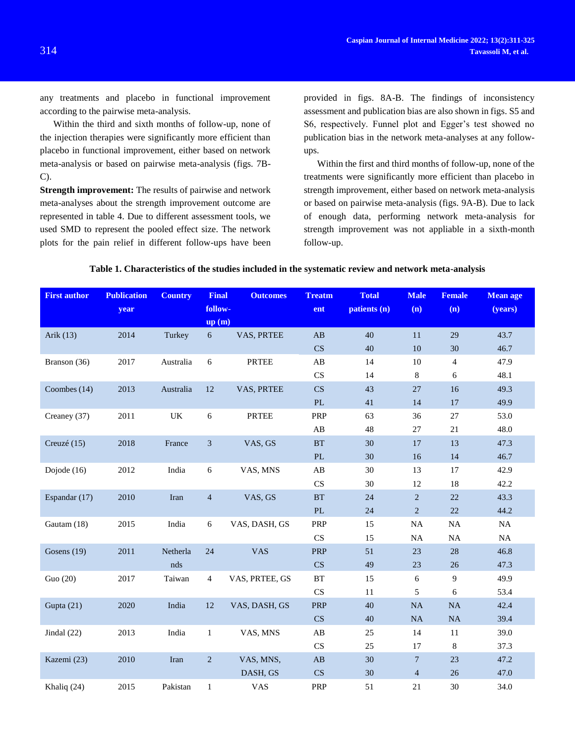any treatments and placebo in functional improvement according to the pairwise meta-analysis.

Within the third and sixth months of follow-up, none of the injection therapies were significantly more efficient than placebo in functional improvement, either based on network meta-analysis or based on pairwise meta-analysis (figs. 7B-C).

**Strength improvement:** The results of pairwise and network meta-analyses about the strength improvement outcome are represented in table 4. Due to different assessment tools, we used SMD to represent the pooled effect size. The network plots for the pain relief in different follow-ups have been provided in figs. 8A-B. The findings of inconsistency assessment and publication bias are also shown in figs. S5 and S6, respectively. Funnel plot and Egger's test showed no publication bias in the network meta-analyses at any follow-ups.

Within the first and third months of follow-up, none of the treatments were significantly more efficient than placebo in strength improvement, either based on network meta-analysis or based on pairwise meta-analysis (figs. 9A-B). Due to lack of enough data, performing network meta-analysis for strength improvement was not appliable in a sixth-month follow-up.

**Table 1. Characteristics of the studies included in the systematic review and network meta-analysis**

| First author | Publication year | Country | Final follow-up (m) | Outcomes | Treatment | Total patients (n) | Male (n) | Female (n) | Mean age (years) |
|---|---|---|---|---|---|---|---|---|---|
| Arik (13) | 2014 | Turkey | 6 | VAS, PRTEE | AB | 40 | 11 | 29 | 43.7 |
| | | | | | CS | 40 | 10 | 30 | 46.7 |
| Branson (36) | 2017 | Australia | 6 | PRTEE | AB | 14 | 10 | 4 | 47.9 |
| | | | | | CS | 14 | 8 | 6 | 48.1 |
| Coombes (14) | 2013 | Australia | 12 | VAS, PRTEE | CS | 43 | 27 | 16 | 49.3 |
| | | | | | PL | 41 | 14 | 17 | 49.9 |
| Creaney (37) | 2011 | UK | 6 | PRTEE | PRP | 63 | 36 | 27 | 53.0 |
| | | | | | AB | 48 | 27 | 21 | 48.0 |
| Creuzé (15) | 2018 | France | 3 | VAS, GS | BT | 30 | 17 | 13 | 47.3 |
| | | | | | PL | 30 | 16 | 14 | 46.7 |
| Dojode (16) | 2012 | India | 6 | VAS, MNS | AB | 30 | 13 | 17 | 42.9 |
| | | | | | CS | 30 | 12 | 18 | 42.2 |
| Espandar (17) | 2010 | Iran | 4 | VAS, GS | BT | 24 | 2 | 22 | 43.3 |
| | | | | | PL | 24 | 2 | 22 | 44.2 |
| Gautam (18) | 2015 | India | 6 | VAS, DASH, GS | PRP | 15 | NA | NA | NA |
| | | | | | CS | 15 | NA | NA | NA |
| Gosens (19) | 2011 | Netherlands | 24 | VAS | PRP | 51 | 23 | 28 | 46.8 |
| | | | | | CS | 49 | 23 | 26 | 47.3 |
| Guo (20) | 2017 | Taiwan | 4 | VAS, PRTEE, GS | BT | 15 | 6 | 9 | 49.9 |
| | | | | | CS | 11 | 5 | 6 | 53.4 |
| Gupta (21) | 2020 | India | 12 | VAS, DASH, GS | PRP | 40 | NA | NA | 42.4 |
| | | | | | CS | 40 | NA | NA | 39.4 |
| Jindal (22) | 2013 | India | 1 | VAS, MNS | AB | 25 | 14 | 11 | 39.0 |
| | | | | | CS | 25 | 17 | 8 | 37.3 |
| Kazemi (23) | 2010 | Iran | 2 | VAS, MNS, DASH, GS | AB | 30 | 7 | 23 | 47.2 |
| | | | | | CS | 30 | 4 | 26 | 47.0 |
| Khaliq (24) | 2015 | Pakistan | 1 | VAS | PRP | 51 | 21 | 30 | 34.0 |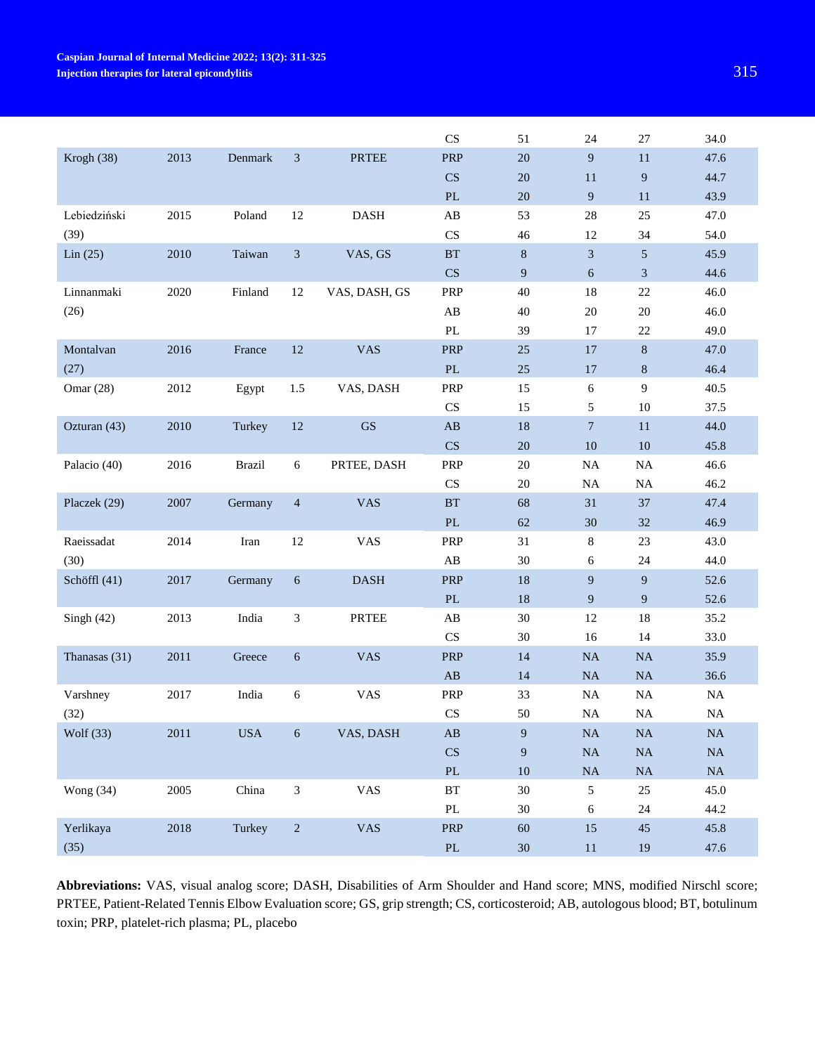| | | | | | | | | | |
|---|---|---|---|---|---|---|---|---|---|
| | | | | | CS | 51 | 24 | 27 | 34.0 |
| Krogh (38) | 2013 | Denmark | 3 | PRTEE | PRP | 20 | 9 | 11 | 47.6 |
| | | | | | CS | 20 | 11 | 9 | 44.7 |
| | | | | | PL | 20 | 9 | 11 | 43.9 |
| Lebiedziński (39) | 2015 | Poland | 12 | DASH | AB | 53 | 28 | 25 | 47.0 |
| | | | | | CS | 46 | 12 | 34 | 54.0 |
| Lin (25) | 2010 | Taiwan | 3 | VAS, GS | BT | 8 | 3 | 5 | 45.9 |
| | | | | | CS | 9 | 6 | 3 | 44.6 |
| Linnanmaki (26) | 2020 | Finland | 12 | VAS, DASH, GS | PRP | 40 | 18 | 22 | 46.0 |
| | | | | | AB | 40 | 20 | 20 | 46.0 |
| | | | | | PL | 39 | 17 | 22 | 49.0 |
| Montalvan (27) | 2016 | France | 12 | VAS | PRP | 25 | 17 | 8 | 47.0 |
| | | | | | PL | 25 | 17 | 8 | 46.4 |
| Omar (28) | 2012 | Egypt | 1.5 | VAS, DASH | PRP | 15 | 6 | 9 | 40.5 |
| | | | | | CS | 15 | 5 | 10 | 37.5 |
| Ozturan (43) | 2010 | Turkey | 12 | GS | AB | 18 | 7 | 11 | 44.0 |
| | | | | | CS | 20 | 10 | 10 | 45.8 |
| Palacio (40) | 2016 | Brazil | 6 | PRTEE, DASH | PRP | 20 | NA | NA | 46.6 |
| | | | | | CS | 20 | NA | NA | 46.2 |
| Placzek (29) | 2007 | Germany | 4 | VAS | BT | 68 | 31 | 37 | 47.4 |
| | | | | | PL | 62 | 30 | 32 | 46.9 |
| Raeissadat (30) | 2014 | Iran | 12 | VAS | PRP | 31 | 8 | 23 | 43.0 |
| | | | | | AB | 30 | 6 | 24 | 44.0 |
| Schöffl (41) | 2017 | Germany | 6 | DASH | PRP | 18 | 9 | 9 | 52.6 |
| | | | | | PL | 18 | 9 | 9 | 52.6 |
| Singh (42) | 2013 | India | 3 | PRTEE | AB | 30 | 12 | 18 | 35.2 |
| | | | | | CS | 30 | 16 | 14 | 33.0 |
| Thanasas (31) | 2011 | Greece | 6 | VAS | PRP | 14 | NA | NA | 35.9 |
| | | | | | AB | 14 | NA | NA | 36.6 |
| Varshney (32) | 2017 | India | 6 | VAS | PRP | 33 | NA | NA | NA |
| | | | | | CS | 50 | NA | NA | NA |
| Wolf (33) | 2011 | USA | 6 | VAS, DASH | AB | 9 | NA | NA | NA |
| | | | | | CS | 9 | NA | NA | NA |
| | | | | | PL | 10 | NA | NA | NA |
| Wong (34) | 2005 | China | 3 | VAS | BT | 30 | 5 | 25 | 45.0 |
| | | | | | PL | 30 | 6 | 24 | 44.2 |
| Yerlikaya (35) | 2018 | Turkey | 2 | VAS | PRP | 60 | 15 | 45 | 45.8 |
| | | | | | PL | 30 | 11 | 19 | 47.6 |

**Abbreviations:** VAS, visual analog score; DASH, Disabilities of Arm Shoulder and Hand score; MNS, modified Nirschl score; PRTEE, Patient-Related Tennis Elbow Evaluation score; GS, grip strength; CS, corticosteroid; AB, autologous blood; BT, botulinum toxin; PRP, platelet-rich plasma; PL, placebo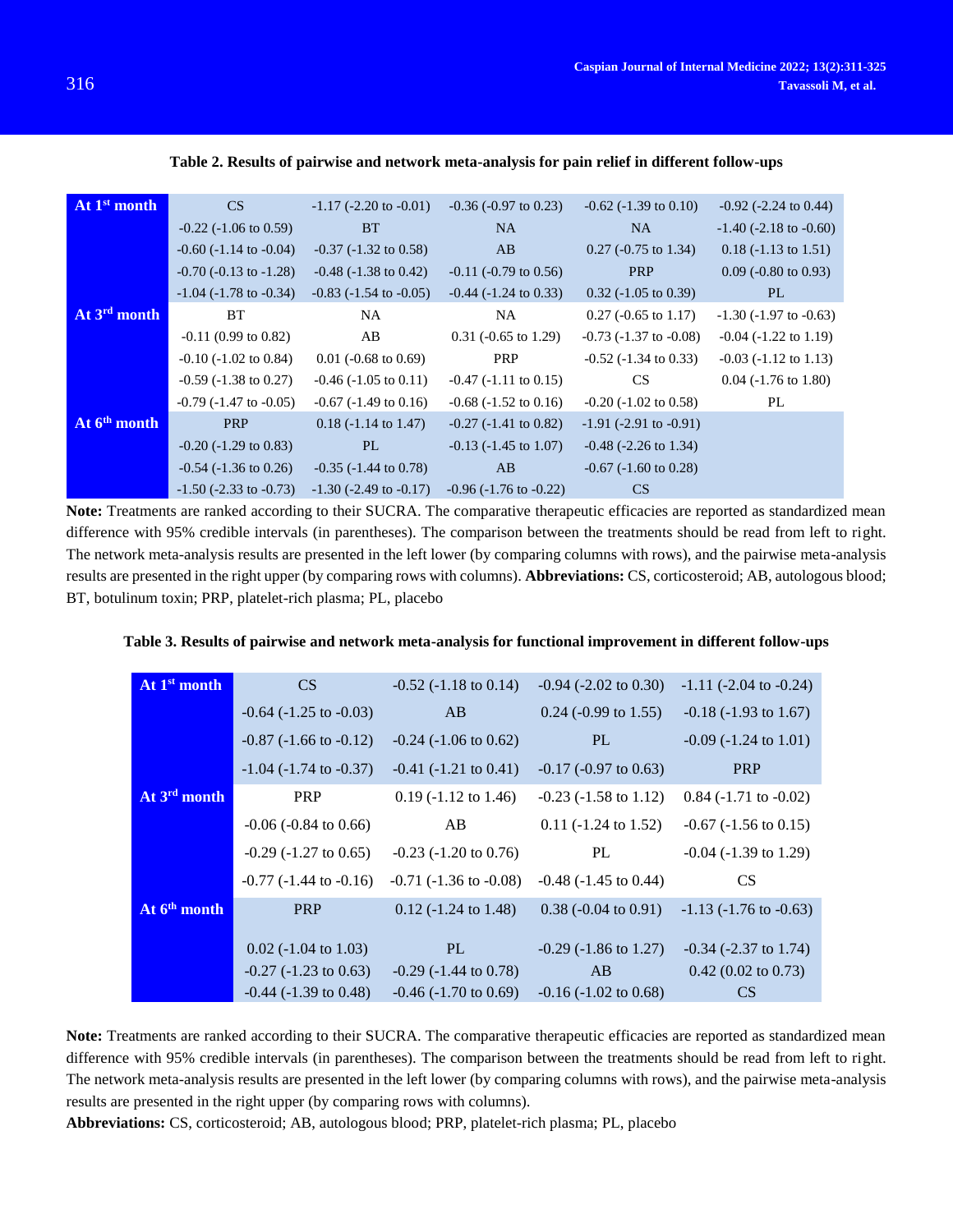**Table 2. Results of pairwise and network meta-analysis for pain relief in different follow-ups**

| | | | | | |
|---|---|---|---|---|---|
| **At 1st month** | CS | -1.17 (-2.20 to -0.01) | -0.36 (-0.97 to 0.23) | -0.62 (-1.39 to 0.10) | -0.92 (-2.24 to 0.44) |
| | -0.22 (-1.06 to 0.59) | BT | NA | NA | -1.40 (-2.18 to -0.60) |
| | -0.60 (-1.14 to -0.04) | -0.37 (-1.32 to 0.58) | AB | 0.27 (-0.75 to 1.34) | 0.18 (-1.13 to 1.51) |
| | -0.70 (-0.13 to -1.28) | -0.48 (-1.38 to 0.42) | -0.11 (-0.79 to 0.56) | PRP | 0.09 (-0.80 to 0.93) |
| | -1.04 (-1.78 to -0.34) | -0.83 (-1.54 to -0.05) | -0.44 (-1.24 to 0.33) | 0.32 (-1.05 to 0.39) | PL |
| **At 3rd month** | BT | NA | NA | 0.27 (-0.65 to 1.17) | -1.30 (-1.97 to -0.63) |
| | -0.11 (0.99 to 0.82) | AB | 0.31 (-0.65 to 1.29) | -0.73 (-1.37 to -0.08) | -0.04 (-1.22 to 1.19) |
| | -0.10 (-1.02 to 0.84) | 0.01 (-0.68 to 0.69) | PRP | -0.52 (-1.34 to 0.33) | -0.03 (-1.12 to 1.13) |
| | -0.59 (-1.38 to 0.27) | -0.46 (-1.05 to 0.11) | -0.47 (-1.11 to 0.15) | CS | 0.04 (-1.76 to 1.80) |
| | -0.79 (-1.47 to -0.05) | -0.67 (-1.49 to 0.16) | -0.68 (-1.52 to 0.16) | -0.20 (-1.02 to 0.58) | PL |
| **At 6th month** | PRP | 0.18 (-1.14 to 1.47) | -0.27 (-1.41 to 0.82) | -1.91 (-2.91 to -0.91) | |
| | -0.20 (-1.29 to 0.83) | PL | -0.13 (-1.45 to 1.07) | -0.48 (-2.26 to 1.34) | |
| | -0.54 (-1.36 to 0.26) | -0.35 (-1.44 to 0.78) | AB | -0.67 (-1.60 to 0.28) | |
| | -1.50 (-2.33 to -0.73) | -1.30 (-2.49 to -0.17) | -0.96 (-1.76 to -0.22) | CS | |

**Note:** Treatments are ranked according to their SUCRA. The comparative therapeutic efficacies are reported as standardized mean difference with 95% credible intervals (in parentheses). The comparison between the treatments should be read from left to right. The network meta-analysis results are presented in the left lower (by comparing columns with rows), and the pairwise meta-analysis results are presented in the right upper (by comparing rows with columns). **Abbreviations:** CS, corticosteroid; AB, autologous blood; BT, botulinum toxin; PRP, platelet-rich plasma; PL, placebo

**Table 3. Results of pairwise and network meta-analysis for functional improvement in different follow-ups**

| | | | | |
|---|---|---|---|---|
| **At 1st month** | CS | -0.52 (-1.18 to 0.14) | -0.94 (-2.02 to 0.30) | -1.11 (-2.04 to -0.24) |
| | -0.64 (-1.25 to -0.03) | AB | 0.24 (-0.99 to 1.55) | -0.18 (-1.93 to 1.67) |
| | -0.87 (-1.66 to -0.12) | -0.24 (-1.06 to 0.62) | PL | -0.09 (-1.24 to 1.01) |
| | -1.04 (-1.74 to -0.37) | -0.41 (-1.21 to 0.41) | -0.17 (-0.97 to 0.63) | PRP |
| **At 3rd month** | PRP | 0.19 (-1.12 to 1.46) | -0.23 (-1.58 to 1.12) | 0.84 (-1.71 to -0.02) |
| | -0.06 (-0.84 to 0.66) | AB | 0.11 (-1.24 to 1.52) | -0.67 (-1.56 to 0.15) |
| | -0.29 (-1.27 to 0.65) | -0.23 (-1.20 to 0.76) | PL | -0.04 (-1.39 to 1.29) |
| | -0.77 (-1.44 to -0.16) | -0.71 (-1.36 to -0.08) | -0.48 (-1.45 to 0.44) | CS |
| **At 6th month** | PRP | 0.12 (-1.24 to 1.48) | 0.38 (-0.04 to 0.91) | -1.13 (-1.76 to -0.63) |
| | 0.02 (-1.04 to 1.03) | PL | -0.29 (-1.86 to 1.27) | -0.34 (-2.37 to 1.74) |
| | -0.27 (-1.23 to 0.63) | -0.29 (-1.44 to 0.78) | AB | 0.42 (0.02 to 0.73) |
| | -0.44 (-1.39 to 0.48) | -0.46 (-1.70 to 0.69) | -0.16 (-1.02 to 0.68) | CS |

**Note:** Treatments are ranked according to their SUCRA. The comparative therapeutic efficacies are reported as standardized mean difference with 95% credible intervals (in parentheses). The comparison between the treatments should be read from left to right. The network meta-analysis results are presented in the left lower (by comparing columns with rows), and the pairwise meta-analysis results are presented in the right upper (by comparing rows with columns).

**Abbreviations:** CS, corticosteroid; AB, autologous blood; PRP, platelet-rich plasma; PL, placebo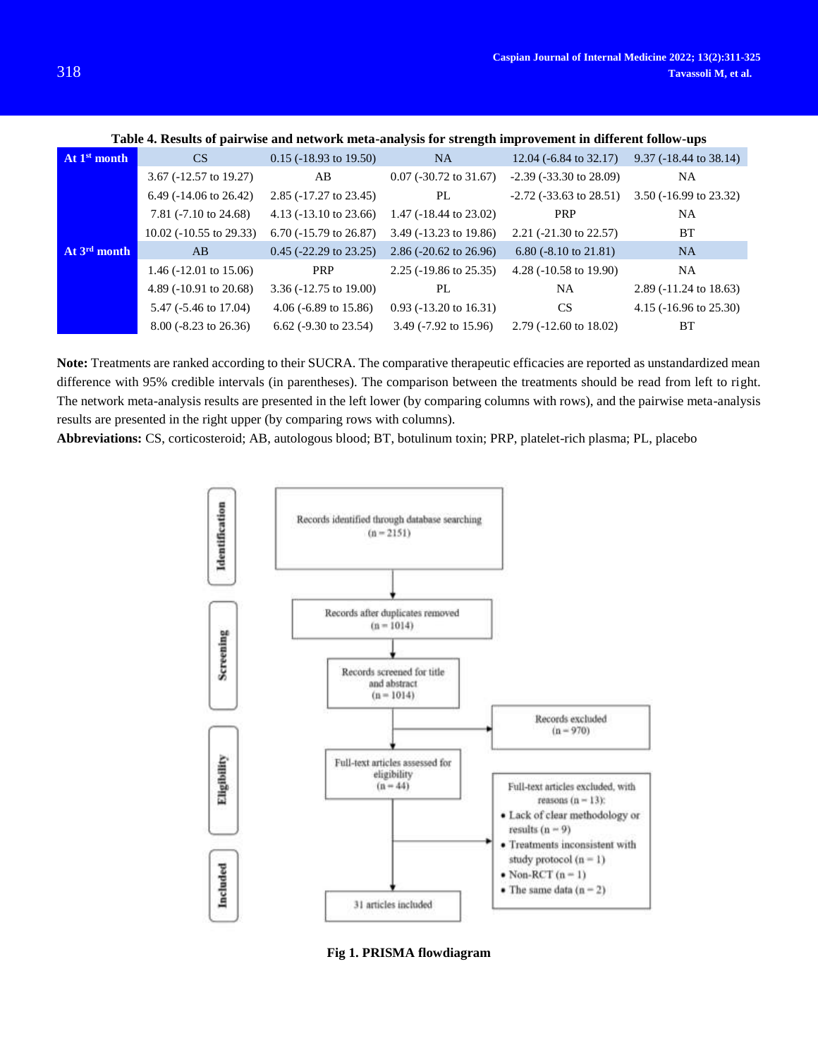**Table 4. Results of pairwise and network meta-analysis for strength improvement in different follow-ups**

| | | | | | |
|---|---|---|---|---|---|
| **At 1st month** | CS | 0.15 (-18.93 to 19.50) | NA | 12.04 (-6.84 to 32.17) | 9.37 (-18.44 to 38.14) |
| | 3.67 (-12.57 to 19.27) | AB | 0.07 (-30.72 to 31.67) | -2.39 (-33.30 to 28.09) | NA |
| | 6.49 (-14.06 to 26.42) | 2.85 (-17.27 to 23.45) | PL | -2.72 (-33.63 to 28.51) | 3.50 (-16.99 to 23.32) |
| | 7.81 (-7.10 to 24.68) | 4.13 (-13.10 to 23.66) | 1.47 (-18.44 to 23.02) | PRP | NA |
| | 10.02 (-10.55 to 29.33) | 6.70 (-15.79 to 26.87) | 3.49 (-13.23 to 19.86) | 2.21 (-21.30 to 22.57) | BT |
| **At 3rd month** | AB | 0.45 (-22.29 to 23.25) | 2.86 (-20.62 to 26.96) | 6.80 (-8.10 to 21.81) | NA |
| | 1.46 (-12.01 to 15.06) | PRP | 2.25 (-19.86 to 25.35) | 4.28 (-10.58 to 19.90) | NA |
| | 4.89 (-10.91 to 20.68) | 3.36 (-12.75 to 19.00) | PL | NA | 2.89 (-11.24 to 18.63) |
| | 5.47 (-5.46 to 17.04) | 4.06 (-6.89 to 15.86) | 0.93 (-13.20 to 16.31) | CS | 4.15 (-16.96 to 25.30) |
| | 8.00 (-8.23 to 26.36) | 6.62 (-9.30 to 23.54) | 3.49 (-7.92 to 15.96) | 2.79 (-12.60 to 18.02) | BT |

**Note:** Treatments are ranked according to their SUCRA. The comparative therapeutic efficacies are reported as unstandardized mean difference with 95% credible intervals (in parentheses). The comparison between the treatments should be read from left to right. The network meta-analysis results are presented in the left lower (by comparing columns with rows), and the pairwise meta-analysis results are presented in the right upper (by comparing rows with columns).

**Abbreviations:** CS, corticosteroid; AB, autologous blood; BT, botulinum toxin; PRP, platelet-rich plasma; PL, placebo

Identification: Records identified through database searching (n = 2151)

Screening: Records after duplicates removed (n = 1014)

Records screened for title and abstract (n = 1014) → Records excluded (n = 970)

Eligibility: Full-text articles assessed for eligibility (n = 44) → Full-text articles excluded, with reasons (n = 13):
- Lack of clear methodology or results (n = 9)
- Treatments inconsistent with study protocol (n = 1)
- Non-RCT (n = 1)
- The same data (n = 2)

Included: 31 articles included

**Fig 1. PRISMA flowdiagram**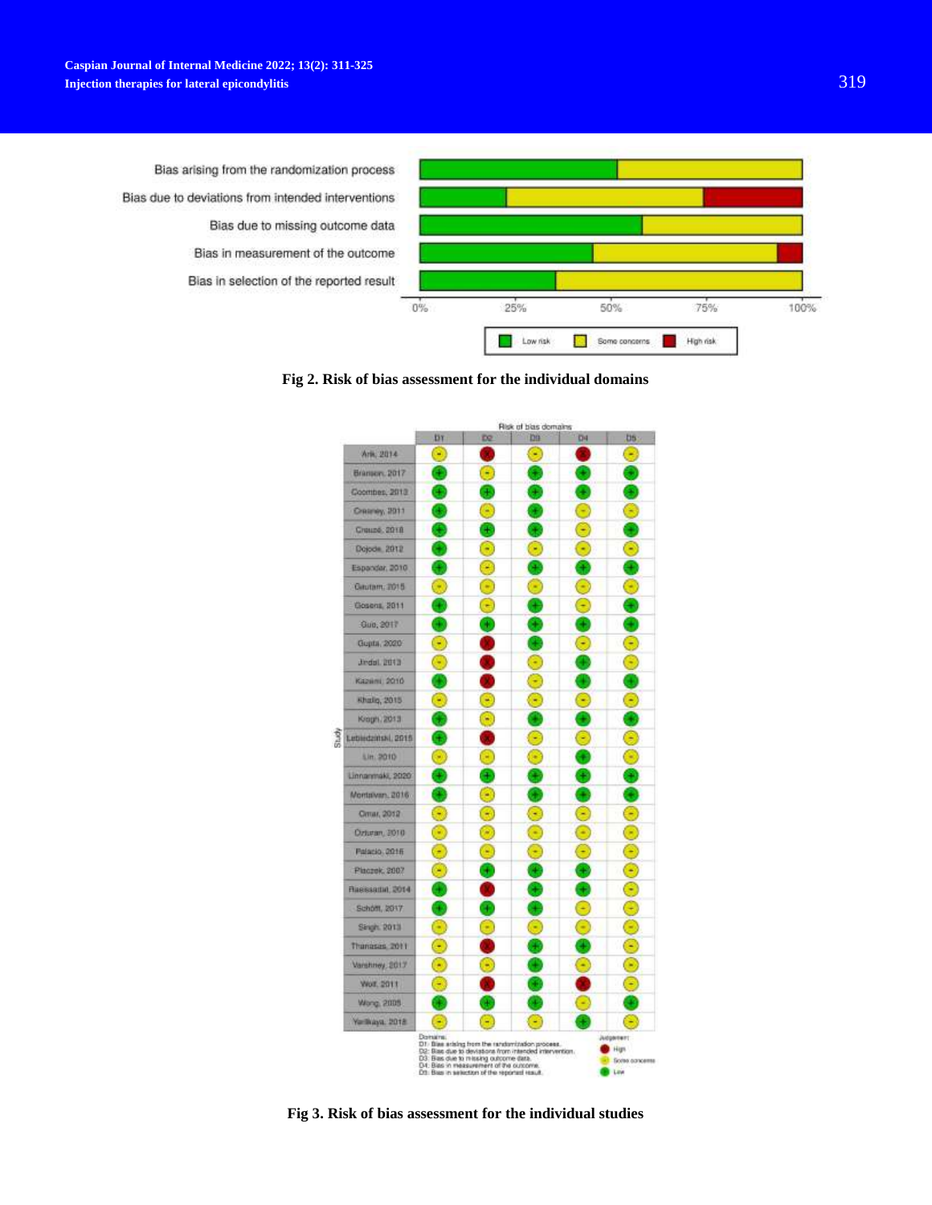Fig 2. Risk of bias assessment for the individual domains

Fig 3. Risk of bias assessment for the individual studies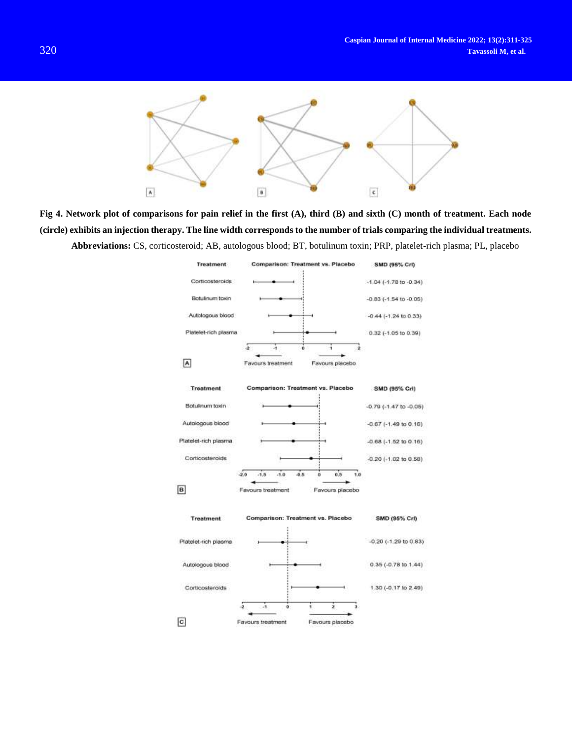**Fig 4. Network plot of comparisons for pain relief in the first (A), third (B) and sixth (C) month of treatment. Each node (circle) exhibits an injection therapy. The line width corresponds to the number of trials comparing the individual treatments.**

**Abbreviations:** CS, corticosteroid; AB, autologous blood; BT, botulinum toxin; PRP, platelet-rich plasma; PL, placebo

A

| Treatment | Comparison: Treatment vs. Placebo | SMD (95% CrI) |
|---|---|---|
| Corticosteroids | | -1.04 (-1.78 to -0.34) |
| Botulinum toxin | | -0.83 (-1.54 to -0.05) |
| Autologous blood | | -0.44 (-1.24 to 0.33) |
| Platelet-rich plasma | | 0.32 (-1.05 to 0.39) |

Favours treatment ← → Favours placebo

B

| Treatment | Comparison: Treatment vs. Placebo | SMD (95% CrI) |
|---|---|---|
| Botulinum toxin | | -0.79 (-1.47 to -0.05) |
| Autologous blood | | -0.67 (-1.49 to 0.16) |
| Platelet-rich plasma | | -0.68 (-1.52 to 0.16) |
| Corticosteroids | | -0.20 (-1.02 to 0.58) |

Favours treatment ← → Favours placebo

C

| Treatment | Comparison: Treatment vs. Placebo | SMD (95% CrI) |
|---|---|---|
| Platelet-rich plasma | | -0.20 (-1.29 to 0.83) |
| Autologous blood | | 0.35 (-0.78 to 1.44) |
| Corticosteroids | | 1.30 (-0.17 to 2.49) |

Favours treatment ← → Favours placebo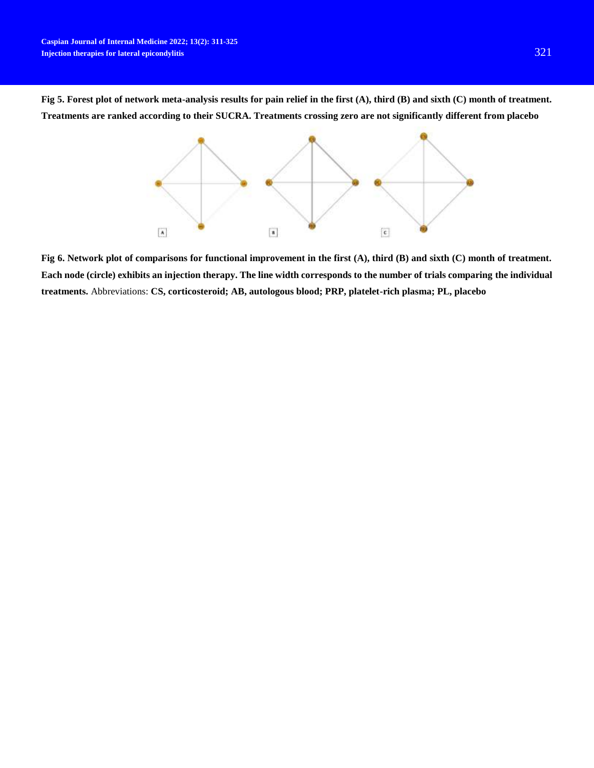**Fig 5. Forest plot of network meta-analysis results for pain relief in the first (A), third (B) and sixth (C) month of treatment. Treatments are ranked according to their SUCRA. Treatments crossing zero are not significantly different from placebo**

**Fig 6. Network plot of comparisons for functional improvement in the first (A), third (B) and sixth (C) month of treatment. Each node (circle) exhibits an injection therapy. The line width corresponds to the number of trials comparing the individual treatments.** Abbreviations: **CS, corticosteroid; AB, autologous blood; PRP, platelet-rich plasma; PL, placebo**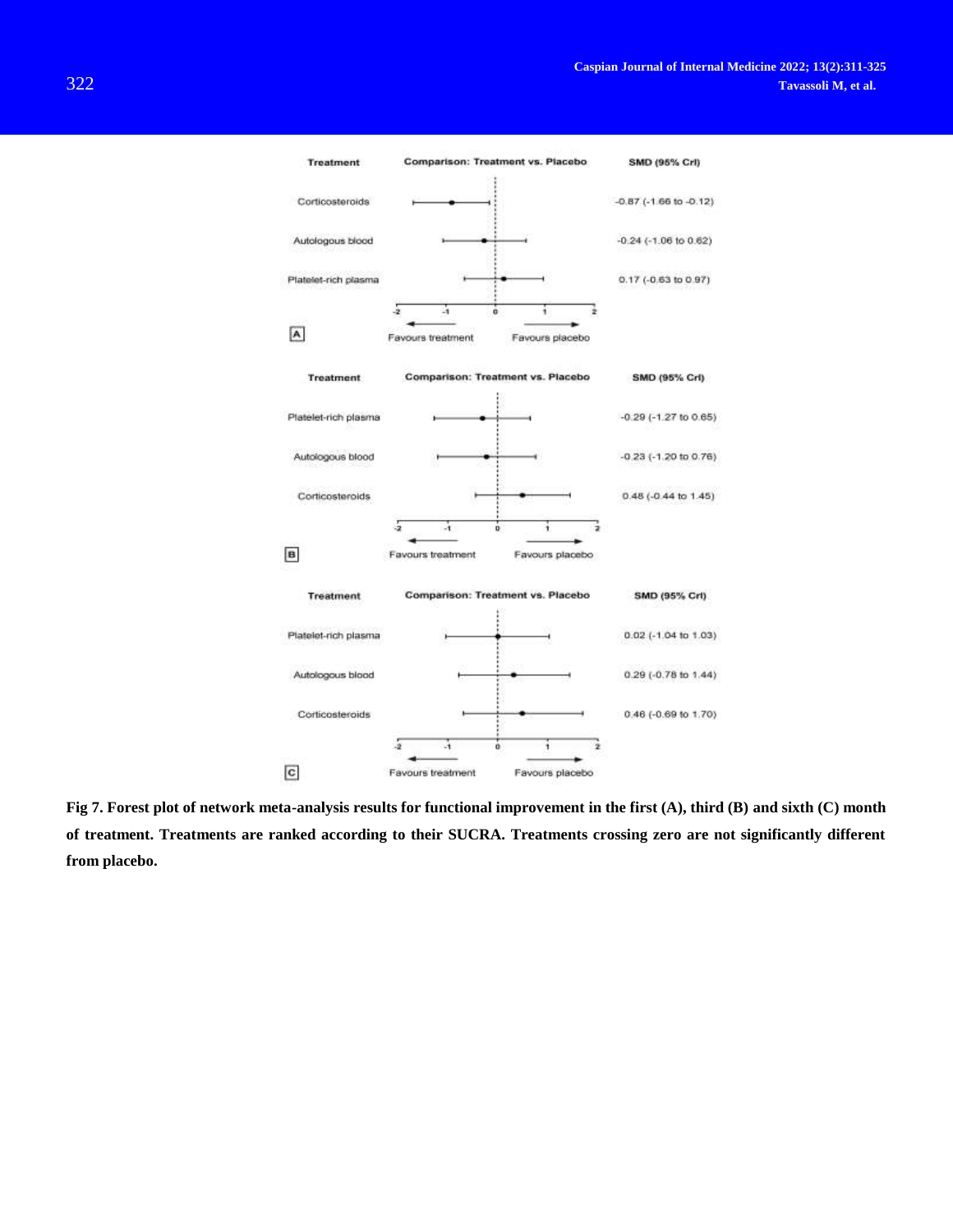**A**

| Treatment | SMD (95% CrI) |
|---|---|
| Corticosteroids | -0.87 (-1.66 to -0.12) |
| Autologous blood | -0.24 (-1.06 to 0.62) |
| Platelet-rich plasma | 0.17 (-0.63 to 0.97) |

**B**

| Treatment | SMD (95% CrI) |
|---|---|
| Platelet-rich plasma | -0.29 (-1.27 to 0.65) |
| Autologous blood | -0.23 (-1.20 to 0.76) |
| Corticosteroids | 0.48 (-0.44 to 1.45) |

**C**

| Treatment | SMD (95% CrI) |
|---|---|
| Platelet-rich plasma | 0.02 (-1.04 to 1.03) |
| Autologous blood | 0.29 (-0.78 to 1.44) |
| Corticosteroids | 0.46 (-0.69 to 1.70) |

Comparison: Treatment vs. Placebo (← Favours treatment | Favours placebo →)

**Fig 7. Forest plot of network meta-analysis results for functional improvement in the first (A), third (B) and sixth (C) month of treatment. Treatments are ranked according to their SUCRA. Treatments crossing zero are not significantly different from placebo.**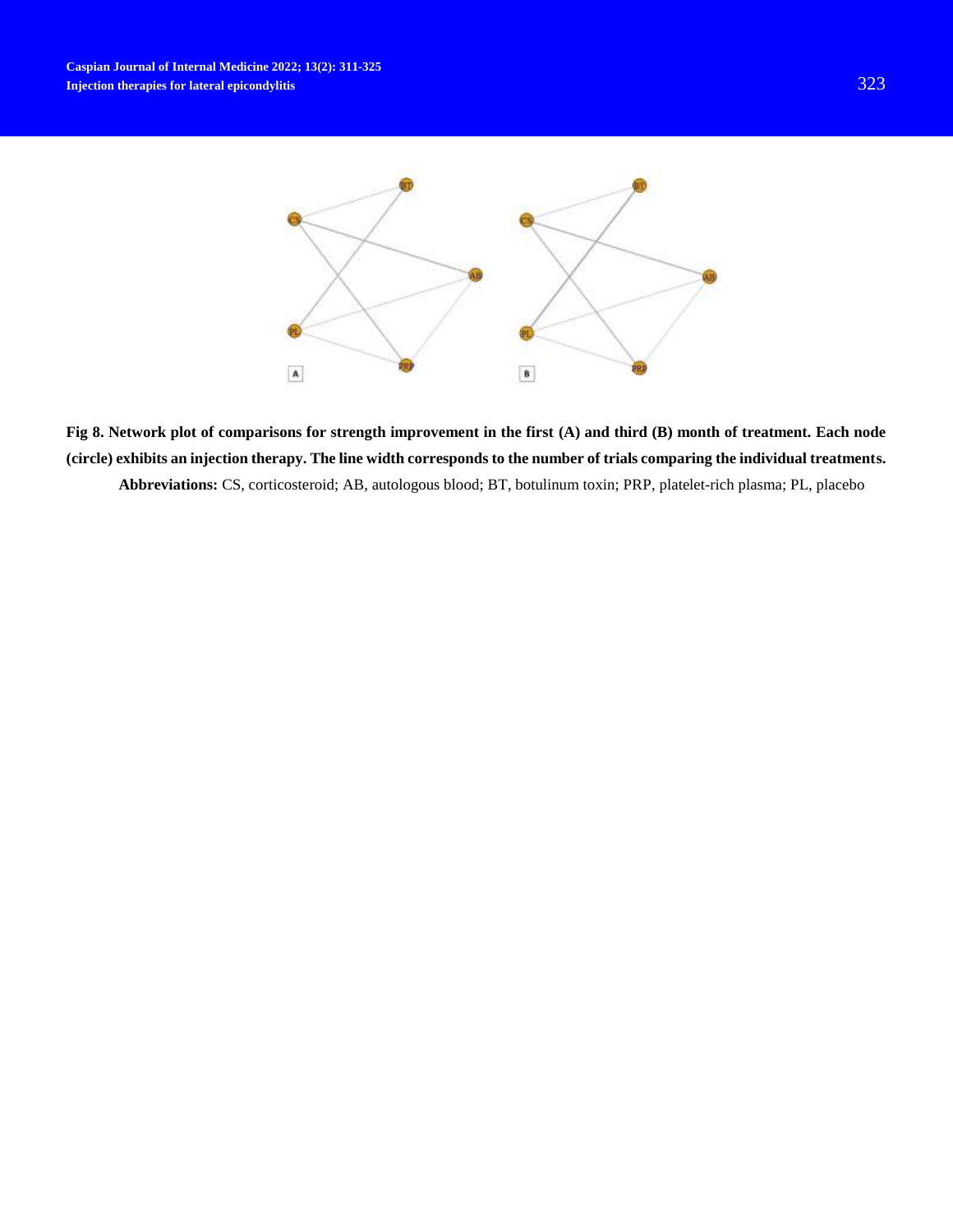**Fig 8. Network plot of comparisons for strength improvement in the first (A) and third (B) month of treatment. Each node (circle) exhibits an injection therapy. The line width corresponds to the number of trials comparing the individual treatments.**

**Abbreviations:** CS, corticosteroid; AB, autologous blood; BT, botulinum toxin; PRP, platelet-rich plasma; PL, placebo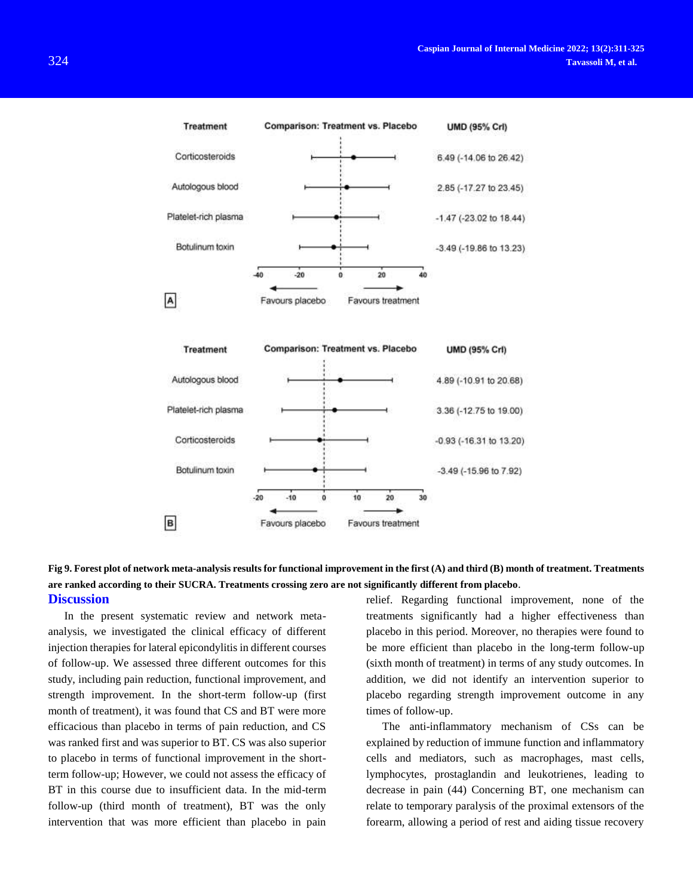| Treatment | Comparison: Treatment vs. Placebo | UMD (95% CrI) |
|---|---|---|
| Corticosteroids | | 6.49 (-14.06 to 26.42) |
| Autologous blood | | 2.85 (-17.27 to 23.45) |
| Platelet-rich plasma | | -1.47 (-23.02 to 18.44) |
| Botulinum toxin | | -3.49 (-19.86 to 13.23) |

A

| Treatment | Comparison: Treatment vs. Placebo | UMD (95% CrI) |
|---|---|---|
| Autologous blood | | 4.89 (-10.91 to 20.68) |
| Platelet-rich plasma | | 3.36 (-12.75 to 19.00) |
| Corticosteroids | | -0.93 (-16.31 to 13.20) |
| Botulinum toxin | | -3.49 (-15.96 to 7.92) |

B

**Fig 9. Forest plot of network meta-analysis results for functional improvement in the first (A) and third (B) month of treatment. Treatments are ranked according to their SUCRA. Treatments crossing zero are not significantly different from placebo.**

## Discussion

In the present systematic review and network meta-analysis, we investigated the clinical efficacy of different injection therapies for lateral epicondylitis in different courses of follow-up. We assessed three different outcomes for this study, including pain reduction, functional improvement, and strength improvement. In the short-term follow-up (first month of treatment), it was found that CS and BT were more efficacious than placebo in terms of pain reduction, and CS was ranked first and was superior to BT. CS was also superior to placebo in terms of functional improvement in the short-term follow-up; However, we could not assess the efficacy of BT in this course due to insufficient data. In the mid-term follow-up (third month of treatment), BT was the only intervention that was more efficient than placebo in pain relief. Regarding functional improvement, none of the treatments significantly had a higher effectiveness than placebo in this period. Moreover, no therapies were found to be more efficient than placebo in the long-term follow-up (sixth month of treatment) in terms of any study outcomes. In addition, we did not identify an intervention superior to placebo regarding strength improvement outcome in any times of follow-up.

The anti-inflammatory mechanism of CSs can be explained by reduction of immune function and inflammatory cells and mediators, such as macrophages, mast cells, lymphocytes, prostaglandin and leukotrienes, leading to decrease in pain (44) Concerning BT, one mechanism can relate to temporary paralysis of the proximal extensors of the forearm, allowing a period of rest and aiding tissue recovery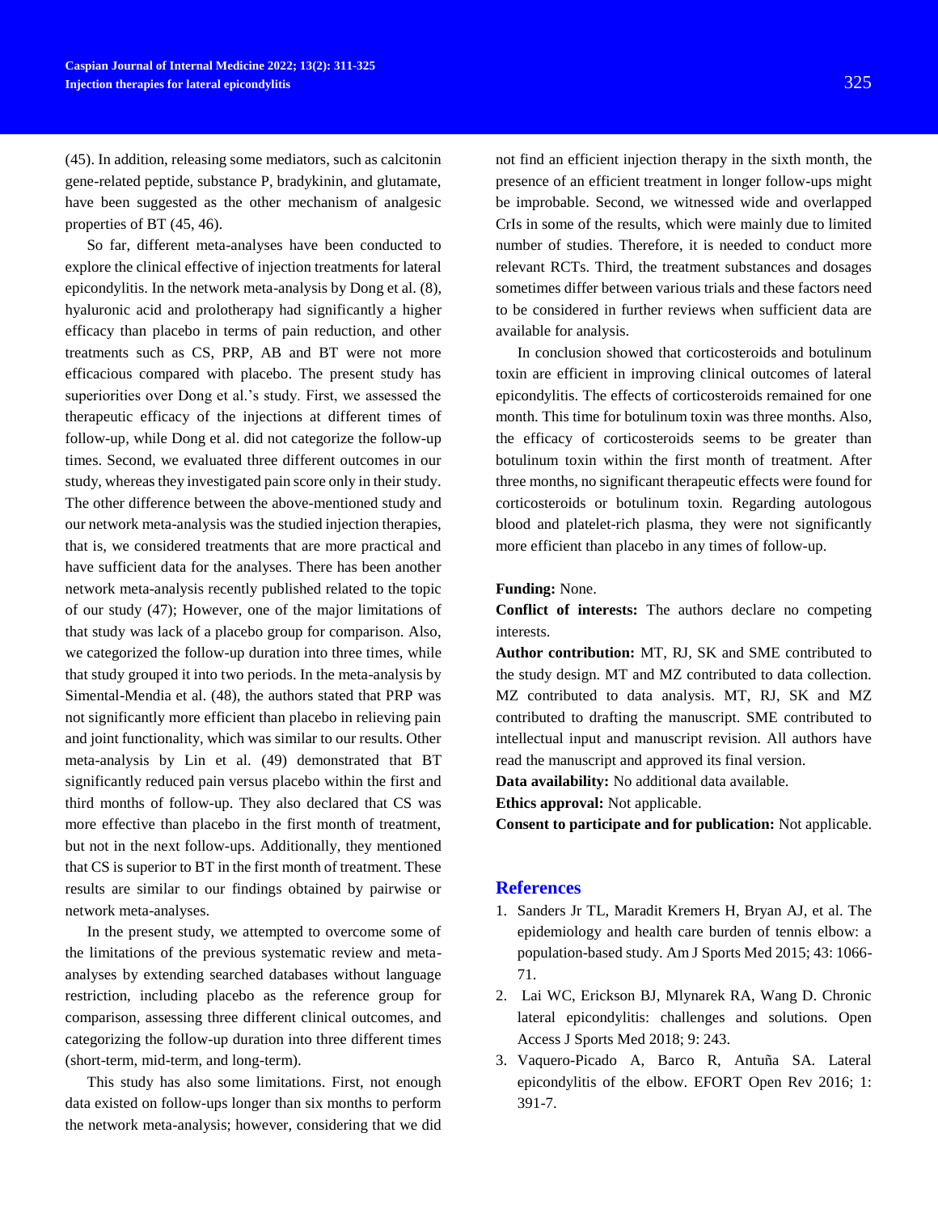(45). In addition, releasing some mediators, such as calcitonin gene-related peptide, substance P, bradykinin, and glutamate, have been suggested as the other mechanism of analgesic properties of BT (45, 46).

So far, different meta-analyses have been conducted to explore the clinical effective of injection treatments for lateral epicondylitis. In the network meta-analysis by Dong et al. (8), hyaluronic acid and prolotherapy had significantly a higher efficacy than placebo in terms of pain reduction, and other treatments such as CS, PRP, AB and BT were not more efficacious compared with placebo. The present study has superiorities over Dong et al.'s study. First, we assessed the therapeutic efficacy of the injections at different times of follow-up, while Dong et al. did not categorize the follow-up times. Second, we evaluated three different outcomes in our study, whereas they investigated pain score only in their study. The other difference between the above-mentioned study and our network meta-analysis was the studied injection therapies, that is, we considered treatments that are more practical and have sufficient data for the analyses. There has been another network meta-analysis recently published related to the topic of our study (47); However, one of the major limitations of that study was lack of a placebo group for comparison. Also, we categorized the follow-up duration into three times, while that study grouped it into two periods. In the meta-analysis by Simental-Mendia et al. (48), the authors stated that PRP was not significantly more efficient than placebo in relieving pain and joint functionality, which was similar to our results. Other meta-analysis by Lin et al. (49) demonstrated that BT significantly reduced pain versus placebo within the first and third months of follow-up. They also declared that CS was more effective than placebo in the first month of treatment, but not in the next follow-ups. Additionally, they mentioned that CS is superior to BT in the first month of treatment. These results are similar to our findings obtained by pairwise or network meta-analyses.

In the present study, we attempted to overcome some of the limitations of the previous systematic review and meta-analyses by extending searched databases without language restriction, including placebo as the reference group for comparison, assessing three different clinical outcomes, and categorizing the follow-up duration into three different times (short-term, mid-term, and long-term).

This study has also some limitations. First, not enough data existed on follow-ups longer than six months to perform the network meta-analysis; however, considering that we did not find an efficient injection therapy in the sixth month, the presence of an efficient treatment in longer follow-ups might be improbable. Second, we witnessed wide and overlapped CrIs in some of the results, which were mainly due to limited number of studies. Therefore, it is needed to conduct more relevant RCTs. Third, the treatment substances and dosages sometimes differ between various trials and these factors need to be considered in further reviews when sufficient data are available for analysis.

In conclusion showed that corticosteroids and botulinum toxin are efficient in improving clinical outcomes of lateral epicondylitis. The effects of corticosteroids remained for one month. This time for botulinum toxin was three months. Also, the efficacy of corticosteroids seems to be greater than botulinum toxin within the first month of treatment. After three months, no significant therapeutic effects were found for corticosteroids or botulinum toxin. Regarding autologous blood and platelet-rich plasma, they were not significantly more efficient than placebo in any times of follow-up.

**Funding:** None.

**Conflict of interests:** The authors declare no competing interests.

**Author contribution:** MT, RJ, SK and SME contributed to the study design. MT and MZ contributed to data collection. MZ contributed to data analysis. MT, RJ, SK and MZ contributed to drafting the manuscript. SME contributed to intellectual input and manuscript revision. All authors have read the manuscript and approved its final version.

**Data availability:** No additional data available.

**Ethics approval:** Not applicable.

**Consent to participate and for publication:** Not applicable.

## References

1. Sanders Jr TL, Maradit Kremers H, Bryan AJ, et al. The epidemiology and health care burden of tennis elbow: a population-based study. Am J Sports Med 2015; 43: 1066-71.
2. Lai WC, Erickson BJ, Mlynarek RA, Wang D. Chronic lateral epicondylitis: challenges and solutions. Open Access J Sports Med 2018; 9: 243.
3. Vaquero-Picado A, Barco R, Antuña SA. Lateral epicondylitis of the elbow. EFORT Open Rev 2016; 1: 391-7.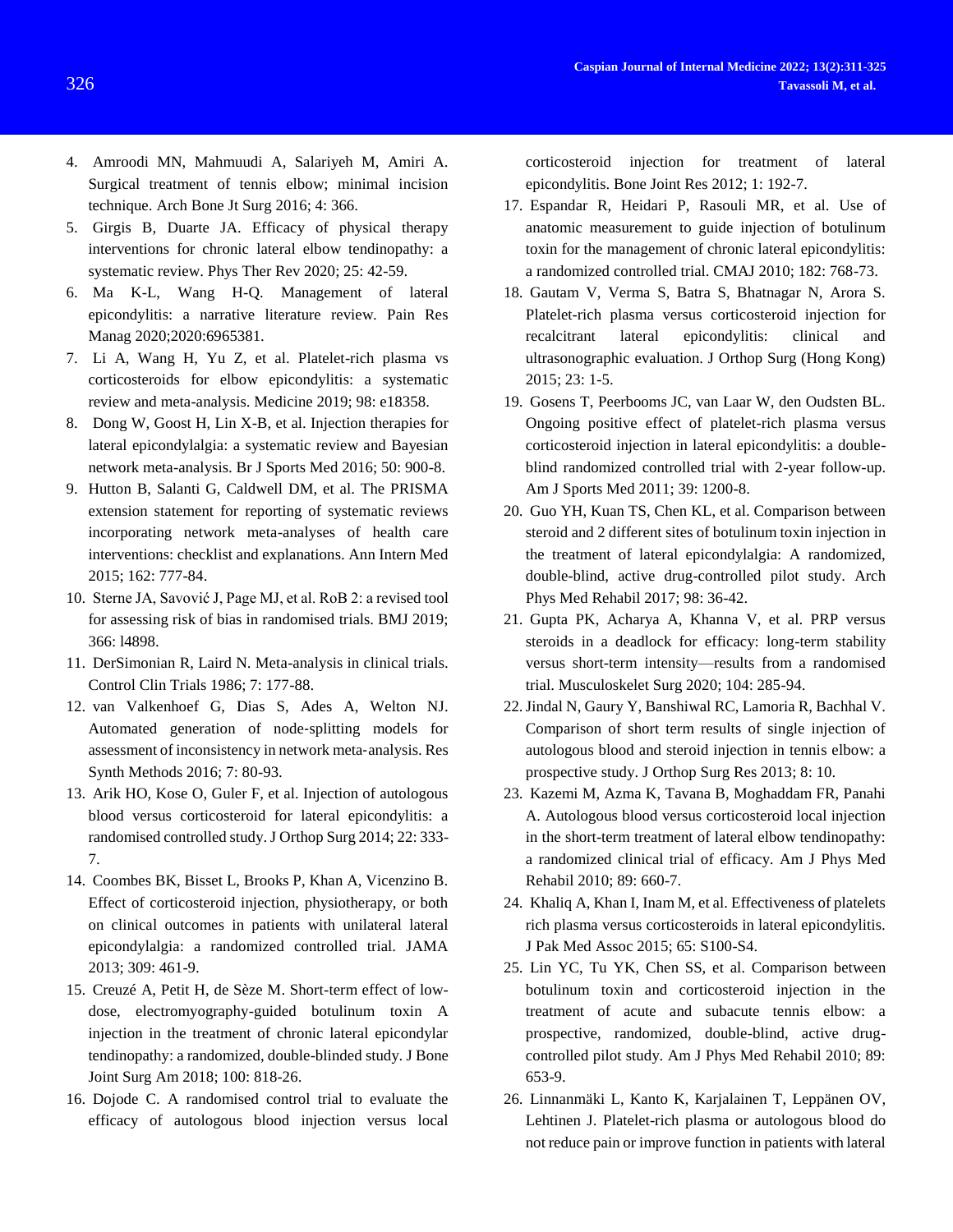4. Amroodi MN, Mahmuudi A, Salariyeh M, Amiri A. Surgical treatment of tennis elbow; minimal incision technique. Arch Bone Jt Surg 2016; 4: 366.
5. Girgis B, Duarte JA. Efficacy of physical therapy interventions for chronic lateral elbow tendinopathy: a systematic review. Phys Ther Rev 2020; 25: 42-59.
6. Ma K-L, Wang H-Q. Management of lateral epicondylitis: a narrative literature review. Pain Res Manag 2020;2020:6965381.
7. Li A, Wang H, Yu Z, et al. Platelet-rich plasma vs corticosteroids for elbow epicondylitis: a systematic review and meta-analysis. Medicine 2019; 98: e18358.
8. Dong W, Goost H, Lin X-B, et al. Injection therapies for lateral epicondylalgia: a systematic review and Bayesian network meta-analysis. Br J Sports Med 2016; 50: 900-8.
9. Hutton B, Salanti G, Caldwell DM, et al. The PRISMA extension statement for reporting of systematic reviews incorporating network meta-analyses of health care interventions: checklist and explanations. Ann Intern Med 2015; 162: 777-84.
10. Sterne JA, Savović J, Page MJ, et al. RoB 2: a revised tool for assessing risk of bias in randomised trials. BMJ 2019; 366: l4898.
11. DerSimonian R, Laird N. Meta-analysis in clinical trials. Control Clin Trials 1986; 7: 177-88.
12. van Valkenhoef G, Dias S, Ades A, Welton NJ. Automated generation of node-splitting models for assessment of inconsistency in network meta-analysis. Res Synth Methods 2016; 7: 80-93.
13. Arik HO, Kose O, Guler F, et al. Injection of autologous blood versus corticosteroid for lateral epicondylitis: a randomised controlled study. J Orthop Surg 2014; 22: 333-7.
14. Coombes BK, Bisset L, Brooks P, Khan A, Vicenzino B. Effect of corticosteroid injection, physiotherapy, or both on clinical outcomes in patients with unilateral lateral epicondylalgia: a randomized controlled trial. JAMA 2013; 309: 461-9.
15. Creuzé A, Petit H, de Sèze M. Short-term effect of low-dose, electromyography-guided botulinum toxin A injection in the treatment of chronic lateral epicondylar tendinopathy: a randomized, double-blinded study. J Bone Joint Surg Am 2018; 100: 818-26.
16. Dojode C. A randomised control trial to evaluate the efficacy of autologous blood injection versus local corticosteroid injection for treatment of lateral epicondylitis. Bone Joint Res 2012; 1: 192-7.
17. Espandar R, Heidari P, Rasouli MR, et al. Use of anatomic measurement to guide injection of botulinum toxin for the management of chronic lateral epicondylitis: a randomized controlled trial. CMAJ 2010; 182: 768-73.
18. Gautam V, Verma S, Batra S, Bhatnagar N, Arora S. Platelet-rich plasma versus corticosteroid injection for recalcitrant lateral epicondylitis: clinical and ultrasonographic evaluation. J Orthop Surg (Hong Kong) 2015; 23: 1-5.
19. Gosens T, Peerbooms JC, van Laar W, den Oudsten BL. Ongoing positive effect of platelet-rich plasma versus corticosteroid injection in lateral epicondylitis: a double-blind randomized controlled trial with 2-year follow-up. Am J Sports Med 2011; 39: 1200-8.
20. Guo YH, Kuan TS, Chen KL, et al. Comparison between steroid and 2 different sites of botulinum toxin injection in the treatment of lateral epicondylalgia: A randomized, double-blind, active drug-controlled pilot study. Arch Phys Med Rehabil 2017; 98: 36-42.
21. Gupta PK, Acharya A, Khanna V, et al. PRP versus steroids in a deadlock for efficacy: long-term stability versus short-term intensity—results from a randomised trial. Musculoskelet Surg 2020; 104: 285-94.
22. Jindal N, Gaury Y, Banshiwal RC, Lamoria R, Bachhal V. Comparison of short term results of single injection of autologous blood and steroid injection in tennis elbow: a prospective study. J Orthop Surg Res 2013; 8: 10.
23. Kazemi M, Azma K, Tavana B, Moghaddam FR, Panahi A. Autologous blood versus corticosteroid local injection in the short-term treatment of lateral elbow tendinopathy: a randomized clinical trial of efficacy. Am J Phys Med Rehabil 2010; 89: 660-7.
24. Khaliq A, Khan I, Inam M, et al. Effectiveness of platelets rich plasma versus corticosteroids in lateral epicondylitis. J Pak Med Assoc 2015; 65: S100-S4.
25. Lin YC, Tu YK, Chen SS, et al. Comparison between botulinum toxin and corticosteroid injection in the treatment of acute and subacute tennis elbow: a prospective, randomized, double-blind, active drug-controlled pilot study. Am J Phys Med Rehabil 2010; 89: 653-9.
26. Linnanmäki L, Kanto K, Karjalainen T, Leppänen OV, Lehtinen J. Platelet-rich plasma or autologous blood do not reduce pain or improve function in patients with lateral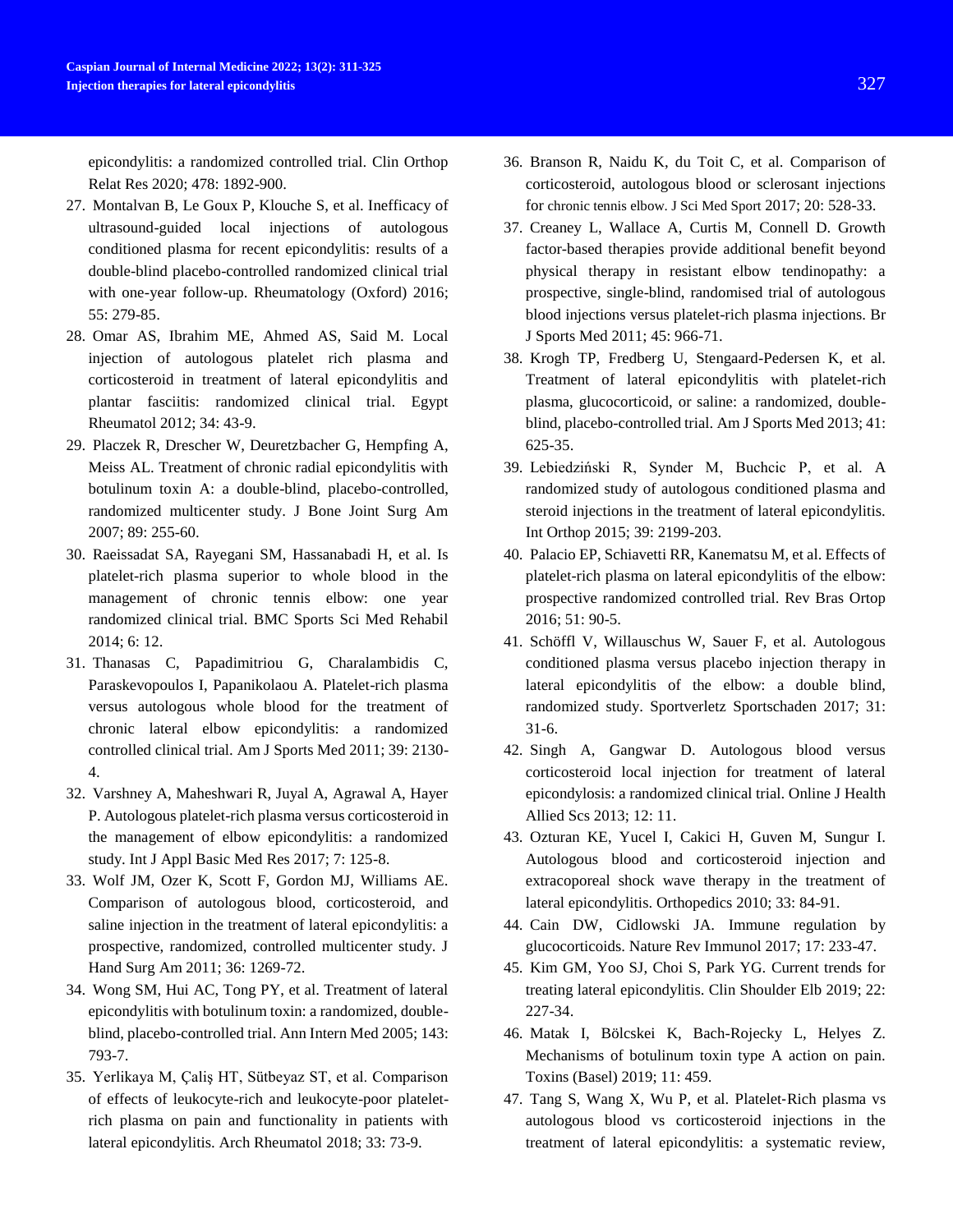epicondylitis: a randomized controlled trial. Clin Orthop Relat Res 2020; 478: 1892-900.

27. Montalvan B, Le Goux P, Klouche S, et al. Inefficacy of ultrasound-guided local injections of autologous conditioned plasma for recent epicondylitis: results of a double-blind placebo-controlled randomized clinical trial with one-year follow-up. Rheumatology (Oxford) 2016; 55: 279-85.
28. Omar AS, Ibrahim ME, Ahmed AS, Said M. Local injection of autologous platelet rich plasma and corticosteroid in treatment of lateral epicondylitis and plantar fasciitis: randomized clinical trial. Egypt Rheumatol 2012; 34: 43-9.
29. Placzek R, Drescher W, Deuretzbacher G, Hempfing A, Meiss AL. Treatment of chronic radial epicondylitis with botulinum toxin A: a double-blind, placebo-controlled, randomized multicenter study. J Bone Joint Surg Am 2007; 89: 255-60.
30. Raeissadat SA, Rayegani SM, Hassanabadi H, et al. Is platelet-rich plasma superior to whole blood in the management of chronic tennis elbow: one year randomized clinical trial. BMC Sports Sci Med Rehabil 2014; 6: 12.
31. Thanasas C, Papadimitriou G, Charalambidis C, Paraskevopoulos I, Papanikolaou A. Platelet-rich plasma versus autologous whole blood for the treatment of chronic lateral elbow epicondylitis: a randomized controlled clinical trial. Am J Sports Med 2011; 39: 2130-4.
32. Varshney A, Maheshwari R, Juyal A, Agrawal A, Hayer P. Autologous platelet-rich plasma versus corticosteroid in the management of elbow epicondylitis: a randomized study. Int J Appl Basic Med Res 2017; 7: 125-8.
33. Wolf JM, Ozer K, Scott F, Gordon MJ, Williams AE. Comparison of autologous blood, corticosteroid, and saline injection in the treatment of lateral epicondylitis: a prospective, randomized, controlled multicenter study. J Hand Surg Am 2011; 36: 1269-72.
34. Wong SM, Hui AC, Tong PY, et al. Treatment of lateral epicondylitis with botulinum toxin: a randomized, double-blind, placebo-controlled trial. Ann Intern Med 2005; 143: 793-7.
35. Yerlikaya M, Çaliş HT, Sütbeyaz ST, et al. Comparison of effects of leukocyte-rich and leukocyte-poor platelet-rich plasma on pain and functionality in patients with lateral epicondylitis. Arch Rheumatol 2018; 33: 73-9.
36. Branson R, Naidu K, du Toit C, et al. Comparison of corticosteroid, autologous blood or sclerosant injections for chronic tennis elbow. J Sci Med Sport 2017; 20: 528-33.
37. Creaney L, Wallace A, Curtis M, Connell D. Growth factor-based therapies provide additional benefit beyond physical therapy in resistant elbow tendinopathy: a prospective, single-blind, randomised trial of autologous blood injections versus platelet-rich plasma injections. Br J Sports Med 2011; 45: 966-71.
38. Krogh TP, Fredberg U, Stengaard-Pedersen K, et al. Treatment of lateral epicondylitis with platelet-rich plasma, glucocorticoid, or saline: a randomized, double-blind, placebo-controlled trial. Am J Sports Med 2013; 41: 625-35.
39. Lebiedziński R, Synder M, Buchcic P, et al. A randomized study of autologous conditioned plasma and steroid injections in the treatment of lateral epicondylitis. Int Orthop 2015; 39: 2199-203.
40. Palacio EP, Schiavetti RR, Kanematsu M, et al. Effects of platelet-rich plasma on lateral epicondylitis of the elbow: prospective randomized controlled trial. Rev Bras Ortop 2016; 51: 90-5.
41. Schöffl V, Willauschus W, Sauer F, et al. Autologous conditioned plasma versus placebo injection therapy in lateral epicondylitis of the elbow: a double blind, randomized study. Sportverletz Sportschaden 2017; 31: 31-6.
42. Singh A, Gangwar D. Autologous blood versus corticosteroid local injection for treatment of lateral epicondylosis: a randomized clinical trial. Online J Health Allied Scs 2013; 12: 11.
43. Ozturan KE, Yucel I, Cakici H, Guven M, Sungur I. Autologous blood and corticosteroid injection and extracoporeal shock wave therapy in the treatment of lateral epicondylitis. Orthopedics 2010; 33: 84-91.
44. Cain DW, Cidlowski JA. Immune regulation by glucocorticoids. Nature Rev Immunol 2017; 17: 233-47.
45. Kim GM, Yoo SJ, Choi S, Park YG. Current trends for treating lateral epicondylitis. Clin Shoulder Elb 2019; 22: 227-34.
46. Matak I, Bölcskei K, Bach-Rojecky L, Helyes Z. Mechanisms of botulinum toxin type A action on pain. Toxins (Basel) 2019; 11: 459.
47. Tang S, Wang X, Wu P, et al. Platelet-Rich plasma vs autologous blood vs corticosteroid injections in the treatment of lateral epicondylitis: a systematic review,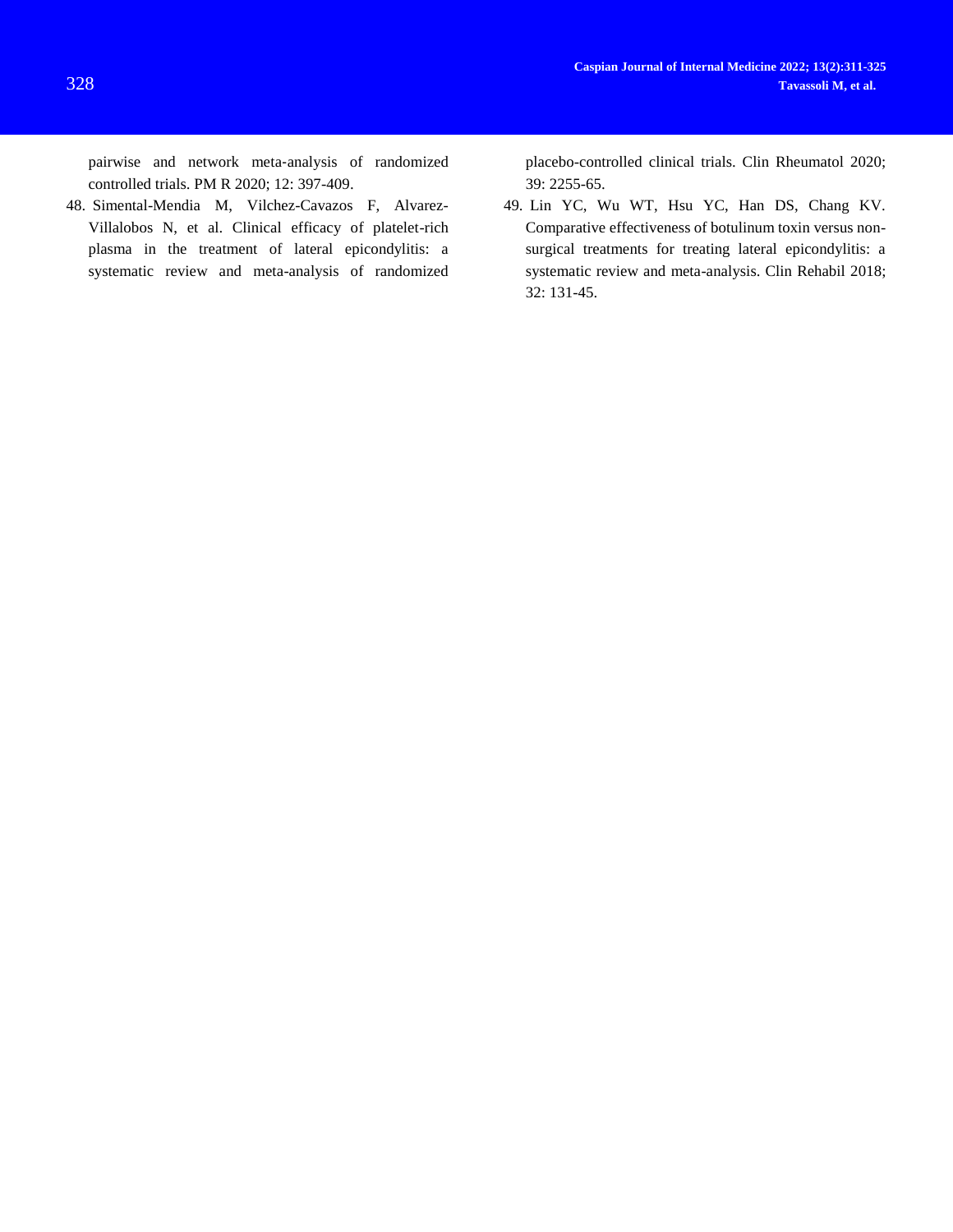pairwise and network meta-analysis of randomized controlled trials. PM R 2020; 12: 397-409.

48. Simental-Mendia M, Vilchez-Cavazos F, Alvarez-Villalobos N, et al. Clinical efficacy of platelet-rich plasma in the treatment of lateral epicondylitis: a systematic review and meta-analysis of randomized placebo-controlled clinical trials. Clin Rheumatol 2020; 39: 2255-65.
49. Lin YC, Wu WT, Hsu YC, Han DS, Chang KV. Comparative effectiveness of botulinum toxin versus non-surgical treatments for treating lateral epicondylitis: a systematic review and meta-analysis. Clin Rehabil 2018; 32: 131-45.